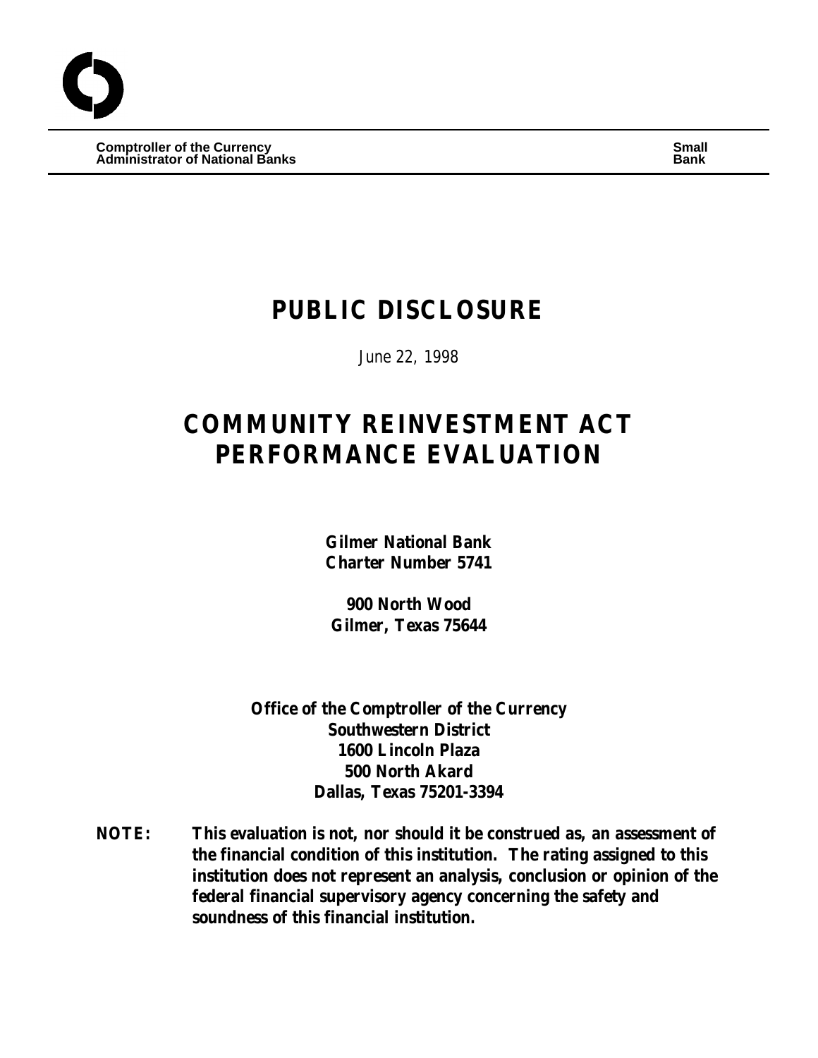**Comptroller of the Currency**
**Administrator of National Banks**

**Small Bank**

# PUBLIC DISCLOSURE

*June 22, 1998*

# COMMUNITY REINVESTMENT ACT PERFORMANCE EVALUATION

**Gilmer National Bank**
**Charter Number 5741**

**900 North Wood**
**Gilmer, Texas 75644**

**Office of the Comptroller of the Currency**
**Southwestern District**
**1600 Lincoln Plaza**
**500 North Akard**
**Dallas, Texas 75201-3394**

**NOTE: This evaluation is not, nor should it be construed as, an assessment of the financial condition of this institution. The rating assigned to this institution does not represent an analysis, conclusion or opinion of the federal financial supervisory agency concerning the safety and soundness of this financial institution.**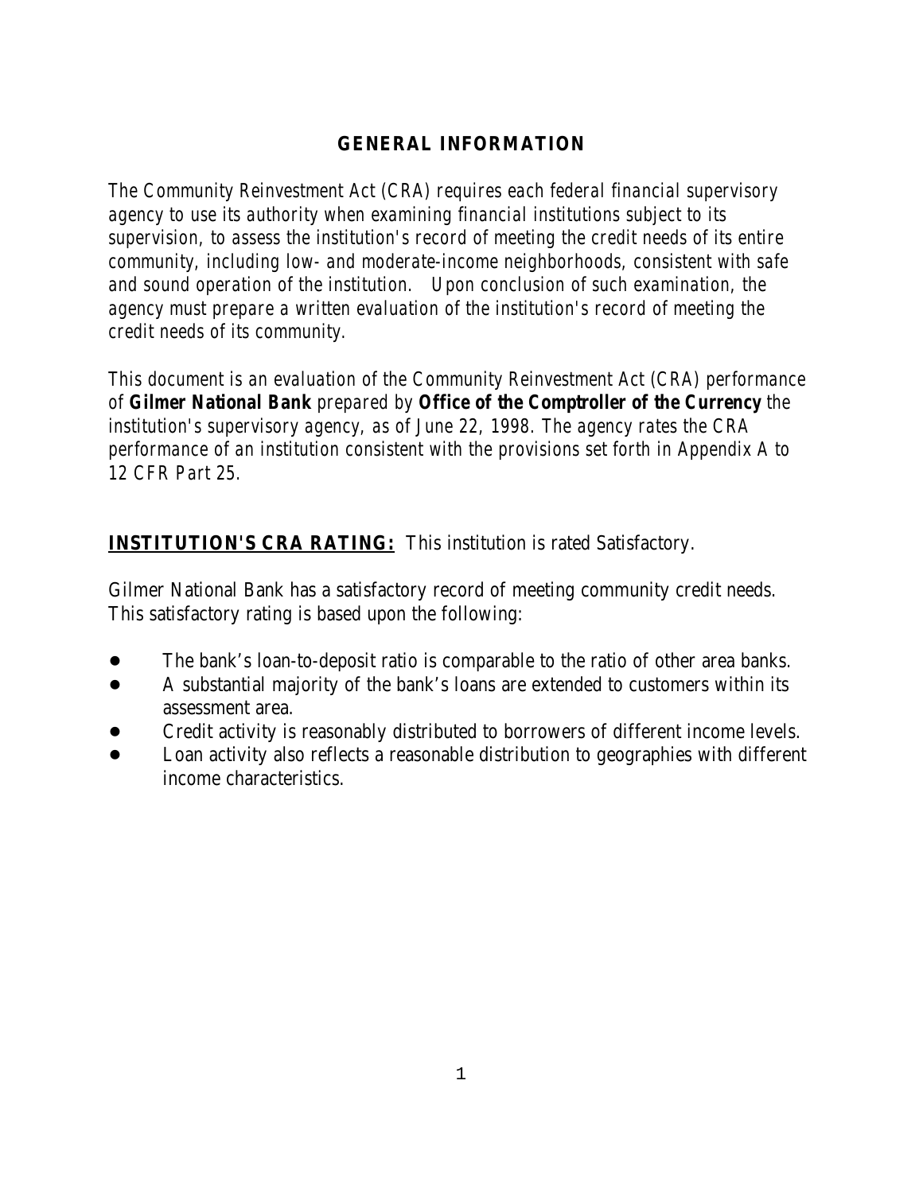## GENERAL INFORMATION

*The Community Reinvestment Act (CRA) requires each federal financial supervisory agency to use its authority when examining financial institutions subject to its supervision, to assess the institution's record of meeting the credit needs of its entire community, including low- and moderate-income neighborhoods, consistent with safe and sound operation of the institution. Upon conclusion of such examination, the agency must prepare a written evaluation of the institution's record of meeting the credit needs of its community.*

*This document is an evaluation of the Community Reinvestment Act (CRA) performance of* **Gilmer National Bank** *prepared by* **Office of the Comptroller of the Currency** *the institution's supervisory agency, as of June 22, 1998. The agency rates the CRA performance of an institution consistent with the provisions set forth in Appendix A to 12 CFR Part 25.*

**INSTITUTION'S CRA RATING:** This institution is rated Satisfactory.

Gilmer National Bank has a satisfactory record of meeting community credit needs. This satisfactory rating is based upon the following:

- The bank's loan-to-deposit ratio is comparable to the ratio of other area banks.
- A substantial majority of the bank's loans are extended to customers within its assessment area.
- Credit activity is reasonably distributed to borrowers of different income levels.
- Loan activity also reflects a reasonable distribution to geographies with different income characteristics.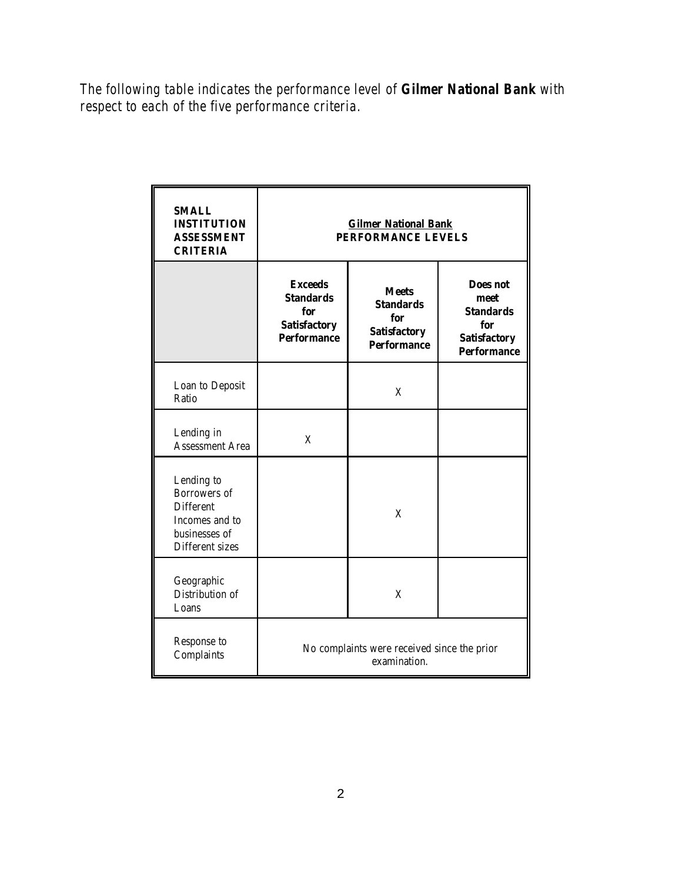*The following table indicates the performance level of **Gilmer National Bank** with respect to each of the five performance criteria.*

| **SMALL INSTITUTION ASSESSMENT CRITERIA** | **Gilmer National Bank PERFORMANCE LEVELS** | | |
|---|---|---|---|
| | **Exceeds Standards for Satisfactory Performance** | **Meets Standards for Satisfactory Performance** | **Does not meet Standards for Satisfactory Performance** |
| Loan to Deposit Ratio | | X | |
| Lending in Assessment Area | X | | |
| Lending to Borrowers of Different Incomes and to businesses of Different sizes | | X | |
| Geographic Distribution of Loans | | X | |
| Response to Complaints | No complaints were received since the prior examination. | | |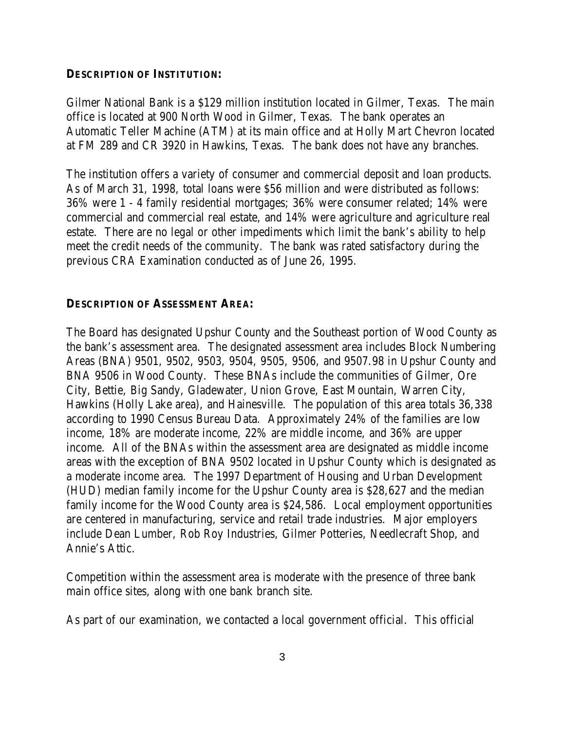## DESCRIPTION OF INSTITUTION:

Gilmer National Bank is a $129 million institution located in Gilmer, Texas. The main office is located at 900 North Wood in Gilmer, Texas. The bank operates an Automatic Teller Machine (ATM) at its main office and at Holly Mart Chevron located at FM 289 and CR 3920 in Hawkins, Texas. The bank does not have any branches.

The institution offers a variety of consumer and commercial deposit and loan products. As of March 31, 1998, total loans were $56 million and were distributed as follows: 36% were 1 - 4 family residential mortgages; 36% were consumer related; 14% were commercial and commercial real estate, and 14% were agriculture and agriculture real estate. There are no legal or other impediments which limit the bank's ability to help meet the credit needs of the community. The bank was rated satisfactory during the previous CRA Examination conducted as of June 26, 1995.

## DESCRIPTION OF ASSESSMENT AREA:

The Board has designated Upshur County and the Southeast portion of Wood County as the bank's assessment area. The designated assessment area includes Block Numbering Areas (BNA) 9501, 9502, 9503, 9504, 9505, 9506, and 9507.98 in Upshur County and BNA 9506 in Wood County. These BNAs include the communities of Gilmer, Ore City, Bettie, Big Sandy, Gladewater, Union Grove, East Mountain, Warren City, Hawkins (Holly Lake area), and Hainesville. The population of this area totals 36,338 according to 1990 Census Bureau Data. Approximately 24% of the families are low income, 18% are moderate income, 22% are middle income, and 36% are upper income. All of the BNAs within the assessment area are designated as middle income areas with the exception of BNA 9502 located in Upshur County which is designated as a moderate income area. The 1997 Department of Housing and Urban Development (HUD) median family income for the Upshur County area is $28,627 and the median family income for the Wood County area is $24,586. Local employment opportunities are centered in manufacturing, service and retail trade industries. Major employers include Dean Lumber, Rob Roy Industries, Gilmer Potteries, Needlecraft Shop, and Annie's Attic.

Competition within the assessment area is moderate with the presence of three bank main office sites, along with one bank branch site.

As part of our examination, we contacted a local government official. This official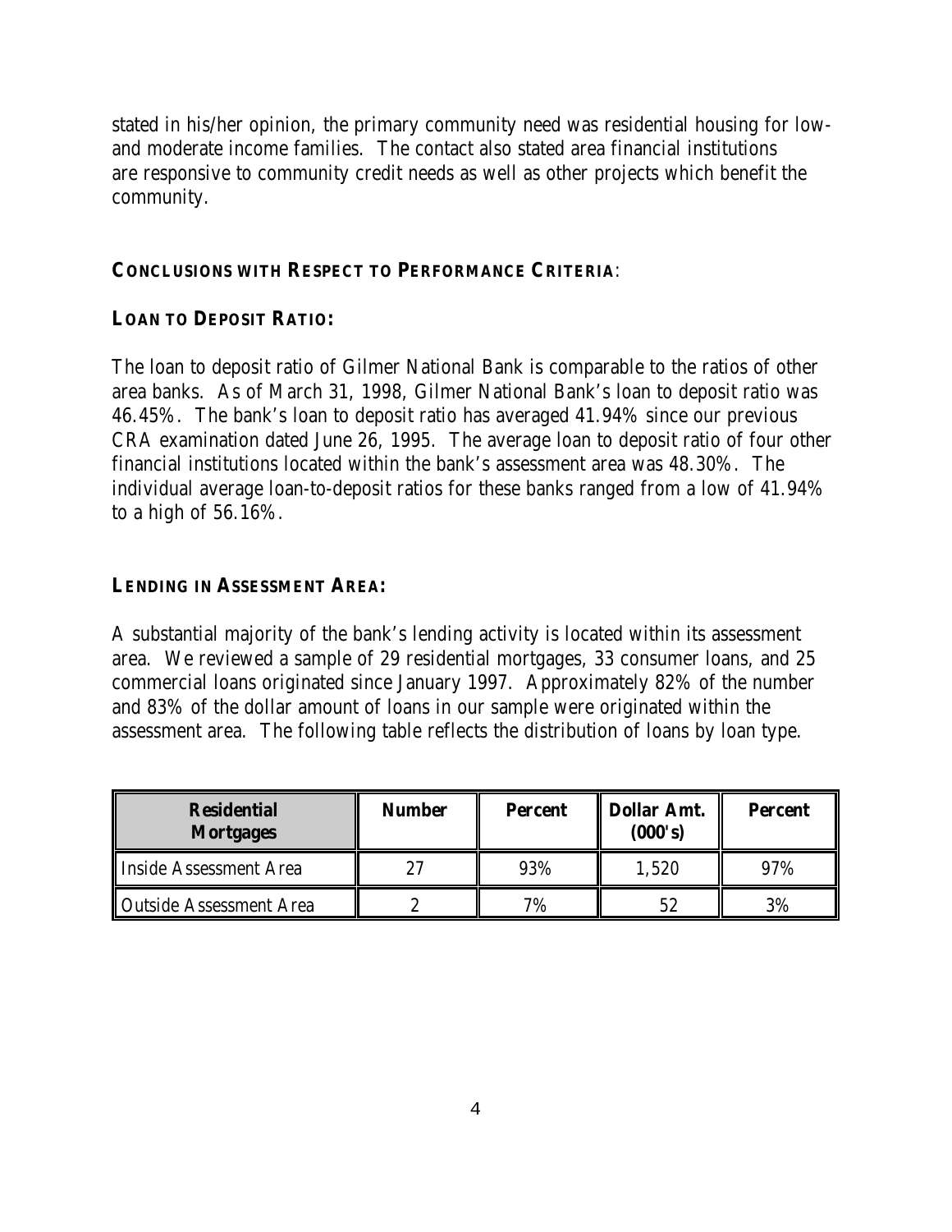stated in his/her opinion, the primary community need was residential housing for low- and moderate income families. The contact also stated area financial institutions are responsive to community credit needs as well as other projects which benefit the community.

## CONCLUSIONS WITH RESPECT TO PERFORMANCE CRITERIA:

### LOAN TO DEPOSIT RATIO:

The loan to deposit ratio of Gilmer National Bank is comparable to the ratios of other area banks. As of March 31, 1998, Gilmer National Bank's loan to deposit ratio was 46.45%. The bank's loan to deposit ratio has averaged 41.94% since our previous CRA examination dated June 26, 1995. The average loan to deposit ratio of four other financial institutions located within the bank's assessment area was 48.30%. The individual average loan-to-deposit ratios for these banks ranged from a low of 41.94% to a high of 56.16%.

### LENDING IN ASSESSMENT AREA:

A substantial majority of the bank's lending activity is located within its assessment area. We reviewed a sample of 29 residential mortgages, 33 consumer loans, and 25 commercial loans originated since January 1997. Approximately 82% of the number and 83% of the dollar amount of loans in our sample were originated within the assessment area. The following table reflects the distribution of loans by loan type.

| Residential Mortgages | Number | Percent | Dollar Amt. (000's) | Percent |
|---|---|---|---|---|
| Inside Assessment Area | 27 | 93% | 1,520 | 97% |
| Outside Assessment Area | 2 | 7% | 52 | 3% |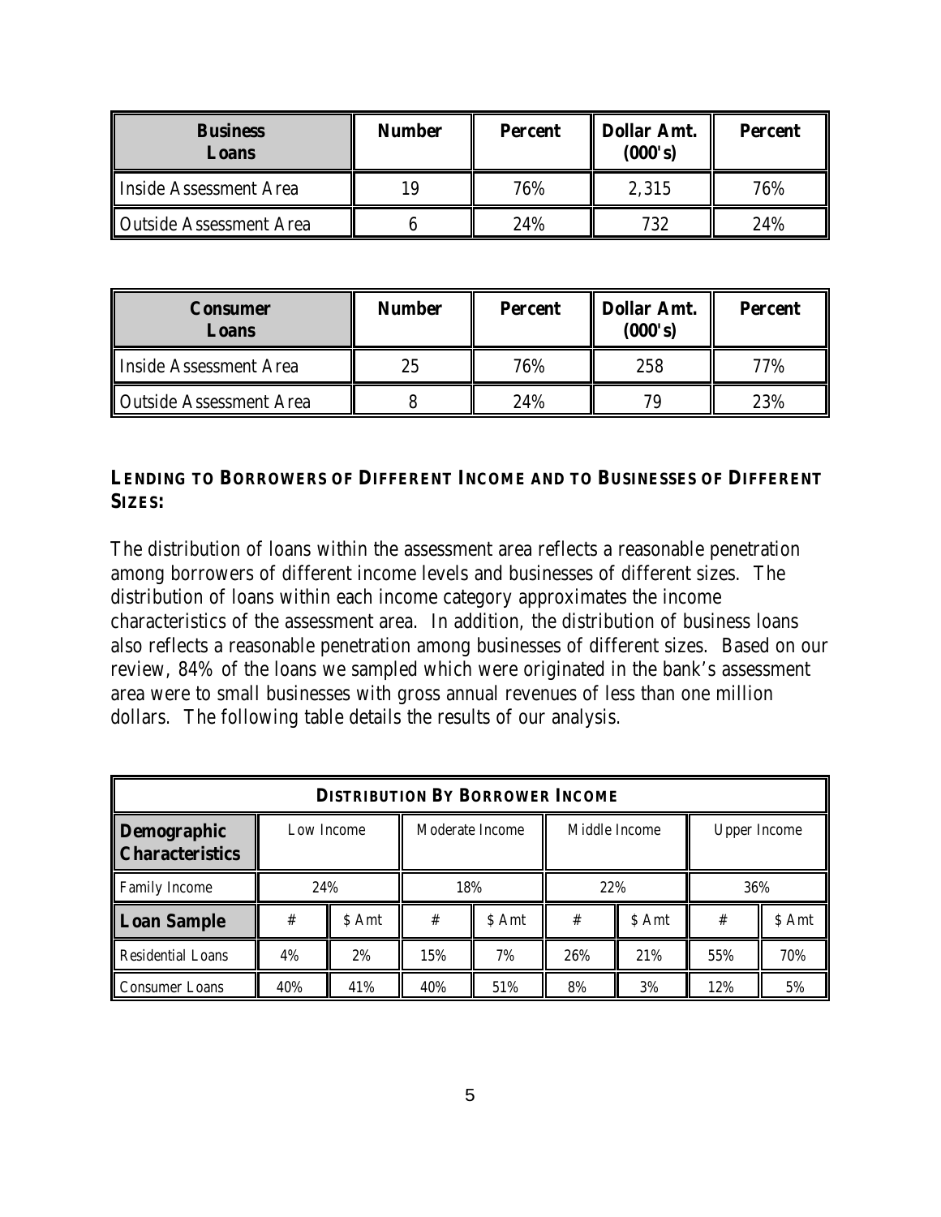| Business Loans | Number | Percent | Dollar Amt. (000's) | Percent |
|---|---|---|---|---|
| Inside Assessment Area | 19 | 76% | 2,315 | 76% |
| Outside Assessment Area | 6 | 24% | 732 | 24% |

| Consumer Loans | Number | Percent | Dollar Amt. (000's) | Percent |
|---|---|---|---|---|
| Inside Assessment Area | 25 | 76% | 258 | 77% |
| Outside Assessment Area | 8 | 24% | 79 | 23% |

### LENDING TO BORROWERS OF DIFFERENT INCOME AND TO BUSINESSES OF DIFFERENT SIZES:

The distribution of loans within the assessment area reflects a reasonable penetration among borrowers of different income levels and businesses of different sizes. The distribution of loans within each income category approximates the income characteristics of the assessment area. In addition, the distribution of business loans also reflects a reasonable penetration among businesses of different sizes. Based on our review, 84% of the loans we sampled which were originated in the bank's assessment area were to small businesses with gross annual revenues of less than one million dollars. The following table details the results of our analysis.

| DISTRIBUTION BY BORROWER INCOME | | | | | | | | |
|---|---|---|---|---|---|---|---|---|
| **Demographic Characteristics** | Low Income | | Moderate Income | | Middle Income | | Upper Income | |
| Family Income | 24% | | 18% | | 22% | | 36% | |
| **Loan Sample** | # | $ Amt | # | $ Amt | # | $ Amt | # | $ Amt |
| Residential Loans | 4% | 2% | 15% | 7% | 26% | 21% | 55% | 70% |
| Consumer Loans | 40% | 41% | 40% | 51% | 8% | 3% | 12% | 5% |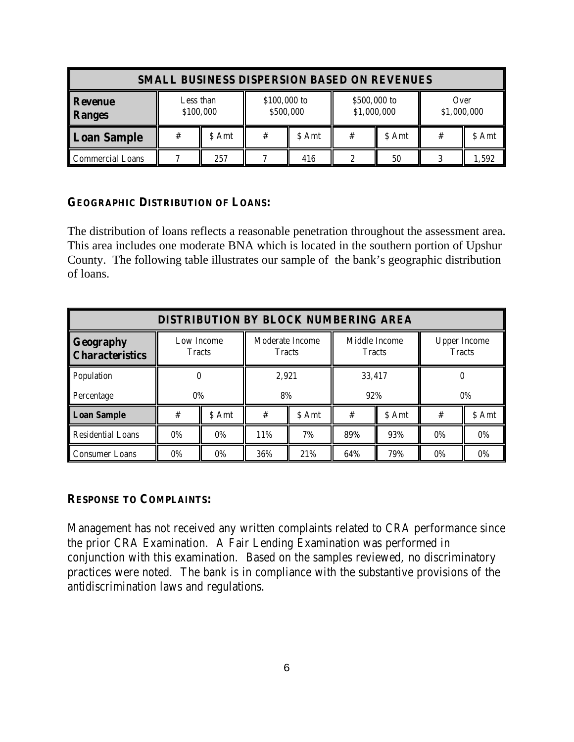| SMALL BUSINESS DISPERSION BASED ON REVENUES | | | | | | | | |
|---|---|---|---|---|---|---|---|---|
| **Revenue Ranges** | Less than $100,000 | | $100,000 to $500,000 | | $500,000 to $1,000,000 | | Over $1,000,000 | |
| **Loan Sample** | # | $ Amt | # | $ Amt | # | $ Amt | # | $ Amt |
| Commercial Loans | 7 | 257 | 7 | 416 | 2 | 50 | 3 | 1,592 |

**GEOGRAPHIC DISTRIBUTION OF LOANS:**

The distribution of loans reflects a reasonable penetration throughout the assessment area. This area includes one moderate BNA which is located in the southern portion of Upshur County. The following table illustrates our sample of the bank's geographic distribution of loans.

| DISTRIBUTION BY BLOCK NUMBERING AREA | | | | | | | | |
|---|---|---|---|---|---|---|---|---|
| **Geography Characteristics** | Low Income Tracts | | Moderate Income Tracts | | Middle Income Tracts | | Upper Income Tracts | |
| Population | 0 | | 2,921 | | 33,417 | | 0 | |
| Percentage | 0% | | 8% | | 92% | | 0% | |
| **Loan Sample** | # | $ Amt | # | $ Amt | # | $ Amt | # | $ Amt |
| Residential Loans | 0% | 0% | 11% | 7% | 89% | 93% | 0% | 0% |
| Consumer Loans | 0% | 0% | 36% | 21% | 64% | 79% | 0% | 0% |

**RESPONSE TO COMPLAINTS:**

Management has not received any written complaints related to CRA performance since the prior CRA Examination. A Fair Lending Examination was performed in conjunction with this examination. Based on the samples reviewed, no discriminatory practices were noted. The bank is in compliance with the substantive provisions of the antidiscrimination laws and regulations.